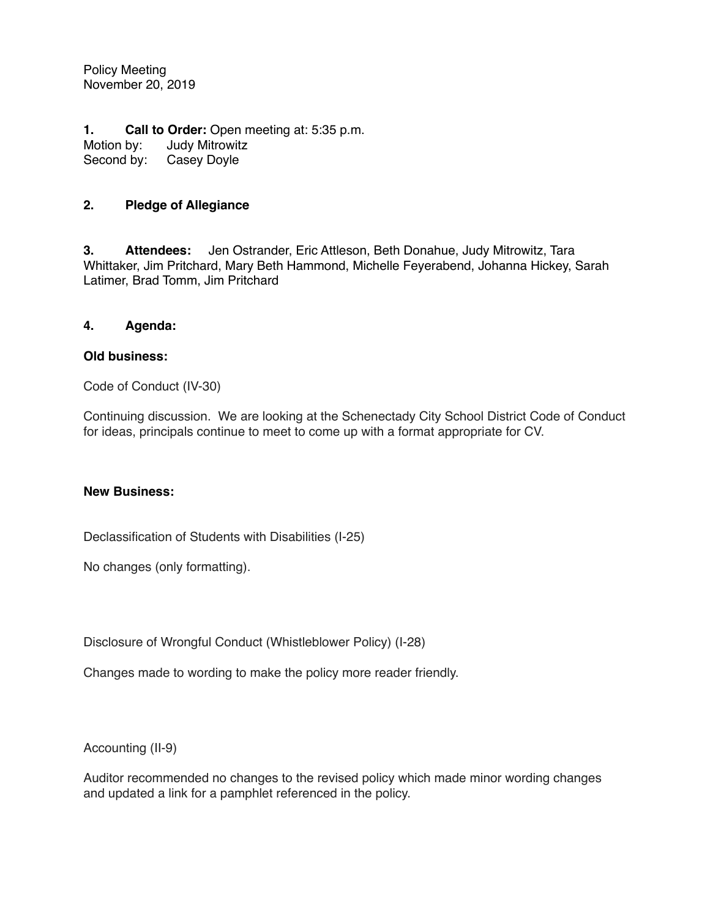Policy Meeting
November 20, 2019

**1. Call to Order:** Open meeting at: 5:35 p.m.
Motion by: Judy Mitrowitz
Second by: Casey Doyle

**2. Pledge of Allegiance**

**3. Attendees:** Jen Ostrander, Eric Attleson, Beth Donahue, Judy Mitrowitz, Tara Whittaker, Jim Pritchard, Mary Beth Hammond, Michelle Feyerabend, Johanna Hickey, Sarah Latimer, Brad Tomm, Jim Pritchard

**4. Agenda:**

**Old business:**

Code of Conduct (IV-30)

Continuing discussion. We are looking at the Schenectady City School District Code of Conduct for ideas, principals continue to meet to come up with a format appropriate for CV.

**New Business:**

Declassification of Students with Disabilities (I-25)

No changes (only formatting).

Disclosure of Wrongful Conduct (Whistleblower Policy) (I-28)

Changes made to wording to make the policy more reader friendly.

Accounting (II-9)

Auditor recommended no changes to the revised policy which made minor wording changes and updated a link for a pamphlet referenced in the policy.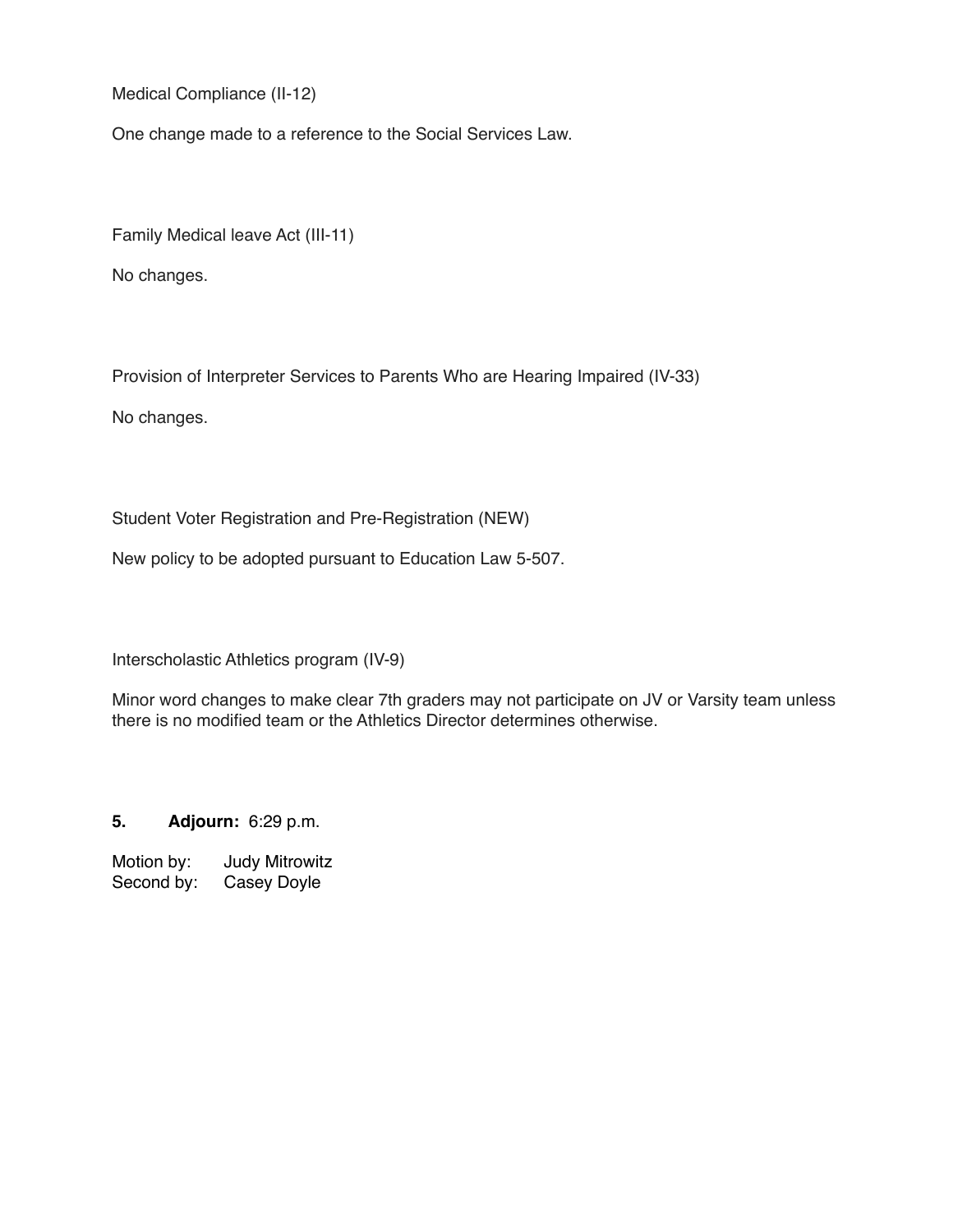Medical Compliance (II-12)

One change made to a reference to the Social Services Law.

Family Medical leave Act (III-11)

No changes.

Provision of Interpreter Services to Parents Who are Hearing Impaired (IV-33)

No changes.

Student Voter Registration and Pre-Registration (NEW)

New policy to be adopted pursuant to Education Law 5-507.

Interscholastic Athletics program (IV-9)

Minor word changes to make clear 7th graders may not participate on JV or Varsity team unless there is no modified team or the Athletics Director determines otherwise.

**5. Adjourn:** 6:29 p.m.

Motion by: Judy Mitrowitz
Second by: Casey Doyle